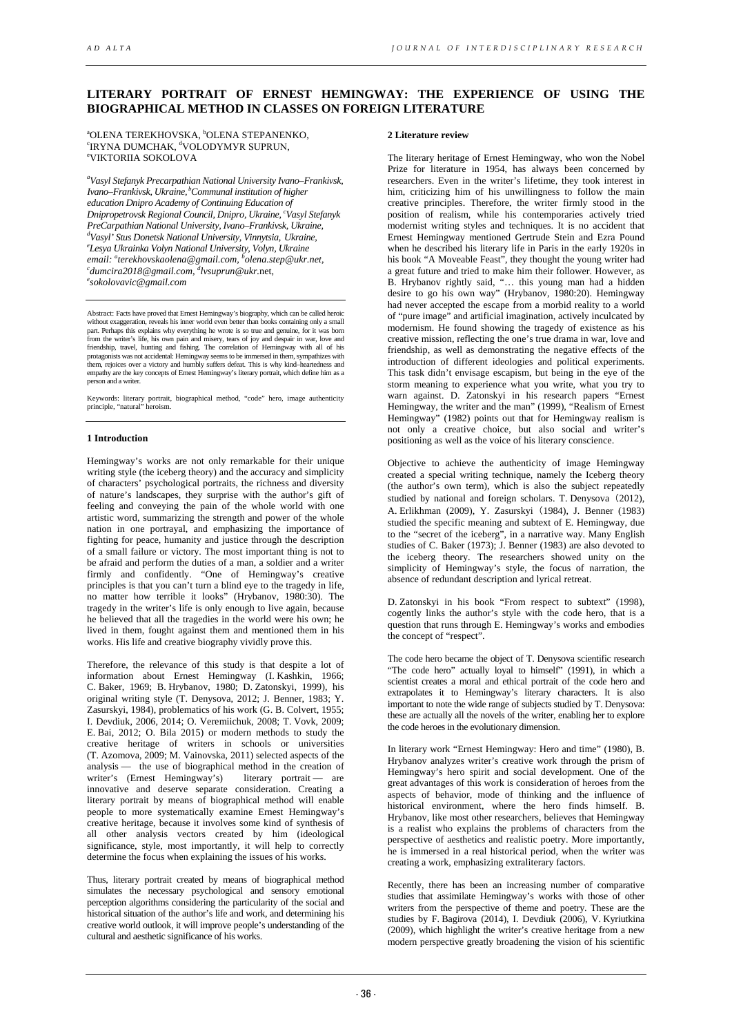# LITERARY PORTRAIT OF ERNEST HEMINGWAY: THE EXPERIENCE OF USING THE BIOGRAPHICAL METHOD IN CLASSES ON FOREIGN LITERATURE

[a]OLENA TEREKHOVSKA, [b]OLENA STEPANENKO, [c]IRYNA DUMCHAK, [d]VOLODYMYR SUPRUN, [e]VIKTORIIA SOKOLOVA

*[a]Vasyl Stefanyk Precarpathian National University Ivano–Frankivsk, Ivano–Frankivsk, Ukraine, [b]Communal institution of higher education Dnipro Academy of Continuing Education of Dnipropetrovsk Regional Council, Dnipro, Ukraine, [c]Vasyl Stefanyk PreCarpathian National University, Ivano–Frankivsk, Ukraine, [d]Vasyl' Stus Donetsk National University, Vinnytsia, Ukraine, [e]Lesya Ukrainka Volyn National University, Volyn, Ukraine*
*email: [a]terekhovskaolena@gmail.com, [b]olena.step@ukr.net, [c]dumcira2018@gmail.com, [d]lvsuprun@ukr.net, [e]sokolovavic@gmail.com*

Abstract: Facts have proved that Ernest Hemingway's biography, which can be called heroic without exaggeration, reveals his inner world even better than books containing only a small part. Perhaps this explains why everything he wrote is so true and genuine, for it was born from the writer's life, his own pain and misery, tears of joy and despair in war, love and friendship, travel, hunting and fishing. The correlation of Hemingway with all of his protagonists was not accidental: Hemingway seems to be immersed in them, sympathizes with them, rejoices over a victory and humbly suffers defeat. This is why kind–heartedness and empathy are the key concepts of Ernest Hemingway's literary portrait, which define him as a person and a writer.

Keywords: literary portrait, biographical method, "code" hero, image authenticity principle, "natural" heroism.

## 1 Introduction

Hemingway's works are not only remarkable for their unique writing style (the iceberg theory) and the accuracy and simplicity of characters' psychological portraits, the richness and diversity of nature's landscapes, they surprise with the author's gift of feeling and conveying the pain of the whole world with one artistic word, summarizing the strength and power of the whole nation in one portrayal, and emphasizing the importance of fighting for peace, humanity and justice through the description of a small failure or victory. The most important thing is not to be afraid and perform the duties of a man, a soldier and a writer firmly and confidently. "One of Hemingway's creative principles is that you can't turn a blind eye to the tragedy in life, no matter how terrible it looks" (Hrybanov, 1980:30). The tragedy in the writer's life is only enough to live again, because he believed that all the tragedies in the world were his own; he lived in them, fought against them and mentioned them in his works. His life and creative biography vividly prove this.

Therefore, the relevance of this study is that despite a lot of information about Ernest Hemingway (I. Kashkin, 1966; C. Baker, 1969; B. Hrybanov, 1980; D. Zatonskyi, 1999), his original writing style (T. Denysova, 2012; J. Benner, 1983; Y. Zasurskyi, 1984), problematics of his work (G. B. Colvert, 1955; I. Devdiuk, 2006, 2014; O. Veremiichuk, 2008; T. Vovk, 2009; E. Bai, 2012; O. Bila 2015) or modern methods to study the creative heritage of writers in schools or universities (T. Azomova, 2009; M. Vainovska, 2011) selected aspects of the analysis — the use of biographical method in the creation of writer's (Ernest Hemingway's) literary portrait — are innovative and deserve separate consideration. Creating a literary portrait by means of biographical method will enable people to more systematically examine Ernest Hemingway's creative heritage, because it involves some kind of synthesis of all other analysis vectors created by him (ideological significance, style, most importantly, it will help to correctly determine the focus when explaining the issues of his works.

Thus, literary portrait created by means of biographical method simulates the necessary psychological and sensory emotional perception algorithms considering the particularity of the social and historical situation of the author's life and work, and determining his creative world outlook, it will improve people's understanding of the cultural and aesthetic significance of his works.

## 2 Literature review

The literary heritage of Ernest Hemingway, who won the Nobel Prize for literature in 1954, has always been concerned by researchers. Even in the writer's lifetime, they took interest in him, criticizing him of his unwillingness to follow the main creative principles. Therefore, the writer firmly stood in the position of realism, while his contemporaries actively tried modernist writing styles and techniques. It is no accident that Ernest Hemingway mentioned Gertrude Stein and Ezra Pound when he described his literary life in Paris in the early 1920s in his book "A Moveable Feast", they thought the young writer had a great future and tried to make him their follower. However, as B. Hrybanov rightly said, "… this young man had a hidden desire to go his own way" (Hrybanov, 1980:20). Hemingway had never accepted the escape from a morbid reality to a world of "pure image" and artificial imagination, actively inculcated by modernism. He found showing the tragedy of existence as his creative mission, reflecting the one's true drama in war, love and friendship, as well as demonstrating the negative effects of the introduction of different ideologies and political experiments. This task didn't envisage escapism, but being in the eye of the storm meaning to experience what you write, what you try to warn against. D. Zatonskyi in his research papers "Ernest Hemingway, the writer and the man" (1999), "Realism of Ernest Hemingway" (1982) points out that for Hemingway realism is not only a creative choice, but also social and writer's positioning as well as the voice of his literary conscience.

Objective to achieve the authenticity of image Hemingway created a special writing technique, namely the Iceberg theory (the author's own term), which is also the subject repeatedly studied by national and foreign scholars. T. Denysova (2012), A. Erlikhman (2009), Y. Zasurskyi (1984), J. Benner (1983) studied the specific meaning and subtext of E. Hemingway, due to the "secret of the iceberg", in a narrative way. Many English studies of C. Baker (1973); J. Benner (1983) are also devoted to the iceberg theory. The researchers showed unity on the simplicity of Hemingway's style, the focus of narration, the absence of redundant description and lyrical retreat.

D. Zatonskyi in his book "From respect to subtext" (1998), cogently links the author's style with the code hero, that is a question that runs through E. Hemingway's works and embodies the concept of "respect".

The code hero became the object of T. Denysova scientific research "The code hero" actually loyal to himself" (1991), in which a scientist creates a moral and ethical portrait of the code hero and extrapolates it to Hemingway's literary characters. It is also important to note the wide range of subjects studied by T. Denysova: these are actually all the novels of the writer, enabling her to explore the code heroes in the evolutionary dimension.

In literary work "Ernest Hemingway: Hero and time" (1980), B. Hrybanov analyzes writer's creative work through the prism of Hemingway's hero spirit and social development. One of the great advantages of this work is consideration of heroes from the aspects of behavior, mode of thinking and the influence of historical environment, where the hero finds himself. B. Hrybanov, like most other researchers, believes that Hemingway is a realist who explains the problems of characters from the perspective of aesthetics and realistic poetry. More importantly, he is immersed in a real historical period, when the writer was creating a work, emphasizing extraliterary factors.

Recently, there has been an increasing number of comparative studies that assimilate Hemingway's works with those of other writers from the perspective of theme and poetry. These are the studies by F. Bagirova (2014), I. Devdiuk (2006), V. Kyriutkina (2009), which highlight the writer's creative heritage from a new modern perspective greatly broadening the vision of his scientific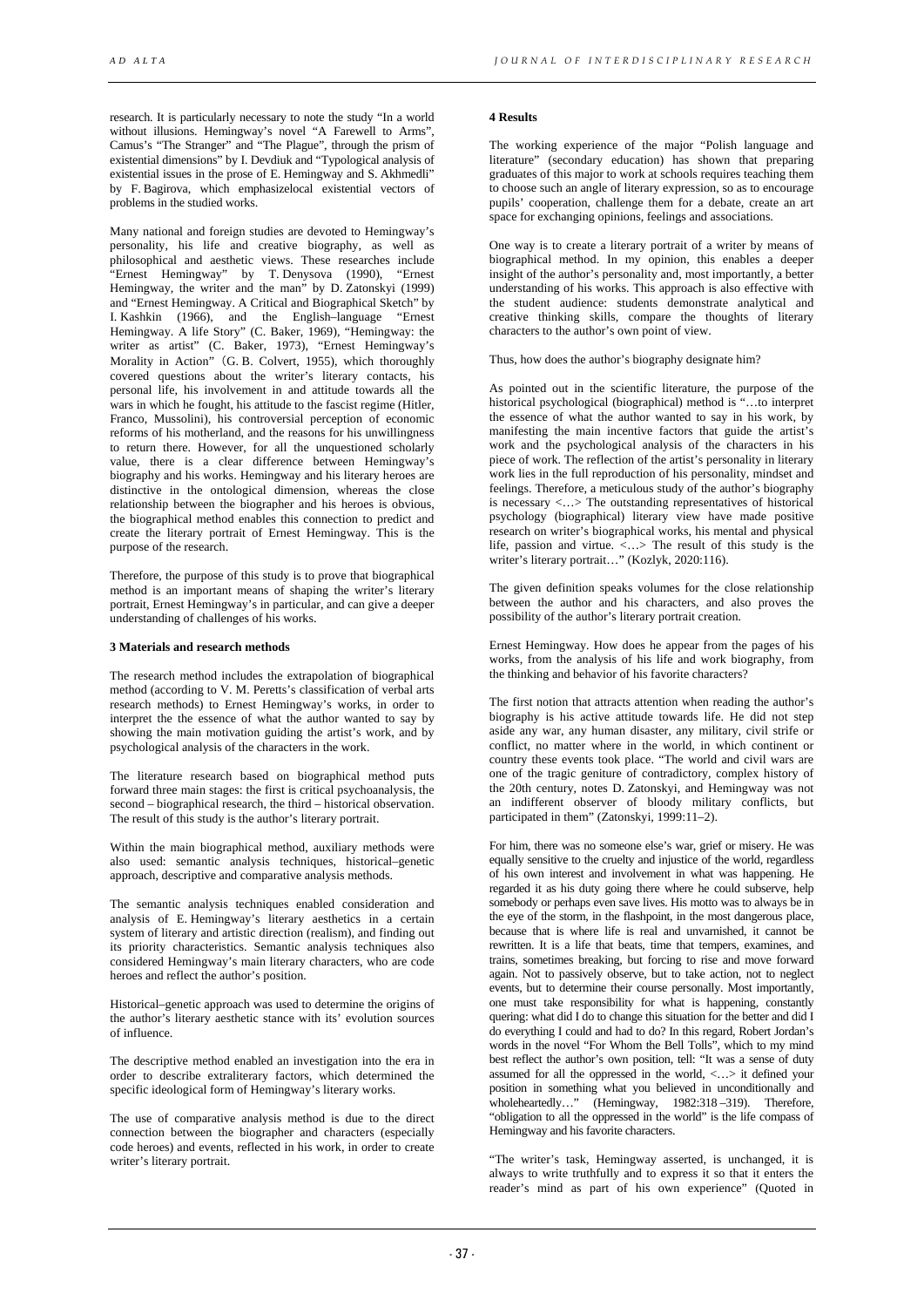research. It is particularly necessary to note the study "In a world without illusions. Hemingway's novel "A Farewell to Arms", Camus's "The Stranger" and "The Plague", through the prism of existential dimensions" by I. Devdiuk and "Typological analysis of existential issues in the prose of E. Hemingway and S. Akhmedli" by F. Bagirova, which emphasizelocal existential vectors of problems in the studied works.

Many national and foreign studies are devoted to Hemingway's personality, his life and creative biography, as well as philosophical and aesthetic views. These researches include "Ernest Hemingway" by T. Denysova (1990), "Ernest Hemingway, the writer and the man" by D. Zatonskyi (1999) and "Ernest Hemingway. A Critical and Biographical Sketch" by I. Kashkin (1966), and the English–language "Ernest Hemingway. A life Story" (C. Baker, 1969), "Hemingway: the writer as artist" (C. Baker, 1973), "Ernest Hemingway's Morality in Action" (G. B. Colvert, 1955), which thoroughly covered questions about the writer's literary contacts, his personal life, his involvement in and attitude towards all the wars in which he fought, his attitude to the fascist regime (Hitler, Franco, Mussolini), his controversial perception of economic reforms of his motherland, and the reasons for his unwillingness to return there. However, for all the unquestioned scholarly value, there is a clear difference between Hemingway's biography and his works. Hemingway and his literary heroes are distinctive in the ontological dimension, whereas the close relationship between the biographer and his heroes is obvious, the biographical method enables this connection to predict and create the literary portrait of Ernest Hemingway. This is the purpose of the research.

Therefore, the purpose of this study is to prove that biographical method is an important means of shaping the writer's literary portrait, Ernest Hemingway's in particular, and can give a deeper understanding of challenges of his works.

## 3 Materials and research methods

The research method includes the extrapolation of biographical method (according to V. M. Peretts's classification of verbal arts research methods) to Ernest Hemingway's works, in order to interpret the the essence of what the author wanted to say by showing the main motivation guiding the artist's work, and by psychological analysis of the characters in the work.

The literature research based on biographical method puts forward three main stages: the first is critical psychoanalysis, the second – biographical research, the third – historical observation. The result of this study is the author's literary portrait.

Within the main biographical method, auxiliary methods were also used: semantic analysis techniques, historical–genetic approach, descriptive and comparative analysis methods.

The semantic analysis techniques enabled consideration and analysis of E. Hemingway's literary aesthetics in a certain system of literary and artistic direction (realism), and finding out its priority characteristics. Semantic analysis techniques also considered Hemingway's main literary characters, who are code heroes and reflect the author's position.

Historical–genetic approach was used to determine the origins of the author's literary aesthetic stance with its' evolution sources of influence.

The descriptive method enabled an investigation into the era in order to describe extraliterary factors, which determined the specific ideological form of Hemingway's literary works.

The use of comparative analysis method is due to the direct connection between the biographer and characters (especially code heroes) and events, reflected in his work, in order to create writer's literary portrait.

## 4 Results

The working experience of the major "Polish language and literature" (secondary education) has shown that preparing graduates of this major to work at schools requires teaching them to choose such an angle of literary expression, so as to encourage pupils' cooperation, challenge them for a debate, create an art space for exchanging opinions, feelings and associations.

One way is to create a literary portrait of a writer by means of biographical method. In my opinion, this enables a deeper insight of the author's personality and, most importantly, a better understanding of his works. This approach is also effective with the student audience: students demonstrate analytical and creative thinking skills, compare the thoughts of literary characters to the author's own point of view.

Thus, how does the author's biography designate him?

As pointed out in the scientific literature, the purpose of the historical psychological (biographical) method is "…to interpret the essence of what the author wanted to say in his work, by manifesting the main incentive factors that guide the artist's work and the psychological analysis of the characters in his piece of work. The reflection of the artist's personality in literary work lies in the full reproduction of his personality, mindset and feelings. Therefore, a meticulous study of the author's biography is necessary <…> The outstanding representatives of historical psychology (biographical) literary view have made positive research on writer's biographical works, his mental and physical life, passion and virtue. <…> The result of this study is the writer's literary portrait…" (Kozlyk, 2020:116).

The given definition speaks volumes for the close relationship between the author and his characters, and also proves the possibility of the author's literary portrait creation.

Ernest Hemingway. How does he appear from the pages of his works, from the analysis of his life and work biography, from the thinking and behavior of his favorite characters?

The first notion that attracts attention when reading the author's biography is his active attitude towards life. He did not step aside any war, any human disaster, any military, civil strife or conflict, no matter where in the world, in which continent or country these events took place. "The world and civil wars are one of the tragic geniture of contradictory, complex history of the 20th century, notes D. Zatonskyi, and Hemingway was not an indifferent observer of bloody military conflicts, but participated in them" (Zatonskyi, 1999:11–2).

For him, there was no someone else's war, grief or misery. He was equally sensitive to the cruelty and injustice of the world, regardless of his own interest and involvement in what was happening. He regarded it as his duty going there where he could subserve, help somebody or perhaps even save lives. His motto was to always be in the eye of the storm, in the flashpoint, in the most dangerous place, because that is where life is real and unvarnished, it cannot be rewritten. It is a life that beats, time that tempers, examines, and trains, sometimes breaking, but forcing to rise and move forward again. Not to passively observe, but to take action, not to neglect events, but to determine their course personally. Most importantly, one must take responsibility for what is happening, constantly quering: what did I do to change this situation for the better and did I do everything I could and had to do? In this regard, Robert Jordan's words in the novel "For Whom the Bell Tolls", which to my mind best reflect the author's own position, tell: "It was a sense of duty assumed for all the oppressed in the world, <…> it defined your position in something what you believed in unconditionally and wholeheartedly…" (Hemingway, 1982:318–319). Therefore, "obligation to all the oppressed in the world" is the life compass of Hemingway and his favorite characters.

"The writer's task, Hemingway asserted, is unchanged, it is always to write truthfully and to express it so that it enters the reader's mind as part of his own experience" (Quoted in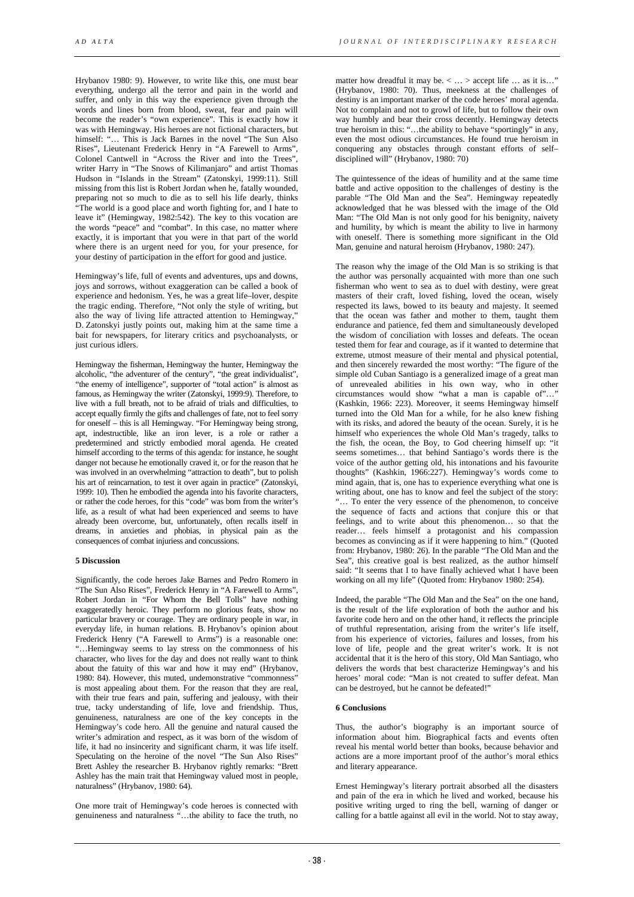Hrybanov 1980: 9). However, to write like this, one must bear everything, undergo all the terror and pain in the world and suffer, and only in this way the experience given through the words and lines born from blood, sweat, fear and pain will become the reader's "own experience". This is exactly how it was with Hemingway. His heroes are not fictional characters, but himself: "… This is Jack Barnes in the novel "The Sun Also Rises", Lieutenant Frederick Henry in "A Farewell to Arms", Colonel Cantwell in "Across the River and into the Trees", writer Harry in "The Snows of Kilimanjaro" and artist Thomas Hudson in "Islands in the Stream" (Zatonskyi, 1999:11). Still missing from this list is Robert Jordan when he, fatally wounded, preparing not so much to die as to sell his life dearly, thinks "The world is a good place and worth fighting for, and I hate to leave it" (Hemingway, 1982:542). The key to this vocation are the words "peace" and "combat". In this case, no matter where exactly, it is important that you were in that part of the world where there is an urgent need for you, for your presence, for your destiny of participation in the effort for good and justice.

Hemingway's life, full of events and adventures, ups and downs, joys and sorrows, without exaggeration can be called a book of experience and hedonism. Yes, he was a great life–lover, despite the tragic ending. Therefore, "Not only the style of writing, but also the way of living life attracted attention to Hemingway," D. Zatonskyi justly points out, making him at the same time a bait for newspapers, for literary critics and psychoanalysts, or just curious idlers.

Hemingway the fisherman, Hemingway the hunter, Hemingway the alcoholic, "the adventurer of the century", "the great individualist", "the enemy of intelligence", supporter of "total action" is almost as famous, as Hemingway the writer (Zatonskyi, 1999:9). Therefore, to live with a full breath, not to be afraid of trials and difficulties, to accept equally firmly the gifts and challenges of fate, not to feel sorry for oneself – this is all Hemingway. "For Hemingway being strong, apt, indestructible, like an iron lever, is a role or rather a predetermined and strictly embodied moral agenda. He created himself according to the terms of this agenda: for instance, he sought danger not because he emotionally craved it, or for the reason that he was involved in an overwhelming "attraction to death", but to polish his art of reincarnation, to test it over again in practice" (Zatonskyi, 1999: 10). Then he embodied the agenda into his favorite characters, or rather the code heroes, for this "code" was born from the writer's life, as a result of what had been experienced and seems to have already been overcome, but, unfortunately, often recalls itself in dreams, in anxieties and phobias, in physical pain as the consequences of combat injuriess and concussions.

## 5 Discussion

Significantly, the code heroes Jake Barnes and Pedro Romero in "The Sun Also Rises", Frederick Henry in "A Farewell to Arms", Robert Jordan in "For Whom the Bell Tolls" have nothing exaggeratedly heroic. They perform no glorious feats, show no particular bravery or courage. They are ordinary people in war, in everyday life, in human relations. B. Hrybanov's opinion about Frederick Henry ("A Farewell to Arms") is a reasonable one: "…Hemingway seems to lay stress on the commonness of his character, who lives for the day and does not really want to think about the fatuity of this war and how it may end" (Hrybanov, 1980: 84). However, this muted, undemonstrative "commonness" is most appealing about them. For the reason that they are real, with their true fears and pain, suffering and jealousy, with their true, tacky understanding of life, love and friendship. Thus, genuineness, naturalness are one of the key concepts in the Hemingway's code hero. All the genuine and natural caused the writer's admiration and respect, as it was born of the wisdom of life, it had no insincerity and significant charm, it was life itself. Speculating on the heroine of the novel "The Sun Also Rises" Brett Ashley the researcher B. Hrybanov rightly remarks: "Brett Ashley has the main trait that Hemingway valued most in people, naturalness" (Hrybanov, 1980: 64).

One more trait of Hemingway's code heroes is connected with genuineness and naturalness "…the ability to face the truth, no matter how dreadful it may be. < … > accept life … as it is…" (Hrybanov, 1980: 70). Thus, meekness at the challenges of destiny is an important marker of the code heroes' moral agenda. Not to complain and not to growl of life, but to follow their own way humbly and bear their cross decently. Hemingway detects true heroism in this: "…the ability to behave "sportingly" in any, even the most odious circumstances. He found true heroism in conquering any obstacles through constant efforts of self–disciplined will" (Hrybanov, 1980: 70)

The quintessence of the ideas of humility and at the same time battle and active opposition to the challenges of destiny is the parable "The Old Man and the Sea". Hemingway repeatedly acknowledged that he was blessed with the image of the Old Man: "The Old Man is not only good for his benignity, naivety and humility, by which is meant the ability to live in harmony with oneself. There is something more significant in the Old Man, genuine and natural heroism (Hrybanov, 1980: 247).

The reason why the image of the Old Man is so striking is that the author was personally acquainted with more than one such fisherman who went to sea as to duel with destiny, were great masters of their craft, loved fishing, loved the ocean, wisely respected its laws, bowed to its beauty and majesty. It seemed that the ocean was father and mother to them, taught them endurance and patience, fed them and simultaneously developed the wisdom of conciliation with losses and defeats. The ocean tested them for fear and courage, as if it wanted to determine that extreme, utmost measure of their mental and physical potential, and then sincerely rewarded the most worthy: "The figure of the simple old Cuban Santiago is a generalized image of a great man of unrevealed abilities in his own way, who in other circumstances would show "what a man is capable of"…" (Kashkin, 1966: 223). Moreover, it seems Hemingway himself turned into the Old Man for a while, for he also knew fishing with its risks, and adored the beauty of the ocean. Surely, it is he himself who experiences the whole Old Man's tragedy, talks to the fish, the ocean, the Boy, to God cheering himself up: "it seems sometimes… that behind Santiago's words there is the voice of the author getting old, his intonations and his favourite thoughts" (Kashkin, 1966:227). Hemingway's words come to mind again, that is, one has to experience everything what one is writing about, one has to know and feel the subject of the story: "… To enter the very essence of the phenomenon, to conceive the sequence of facts and actions that conjure this or that feelings, and to write about this phenomenon… so that the reader… feels himself a protagonist and his compassion becomes as convincing as if it were happening to him." (Quoted from: Hrybanov, 1980: 26). In the parable "The Old Man and the Sea", this creative goal is best realized, as the author himself said: "It seems that I to have finally achieved what I have been working on all my life" (Quoted from: Hrybanov 1980: 254).

Indeed, the parable "The Old Man and the Sea" on the one hand, is the result of the life exploration of both the author and his favorite code hero and on the other hand, it reflects the principle of truthful representation, arising from the writer's life itself, from his experience of victories, failures and losses, from his love of life, people and the great writer's work. It is not accidental that it is the hero of this story, Old Man Santiago, who delivers the words that best characterize Hemingway's and his heroes' moral code: "Man is not created to suffer defeat. Man can be destroyed, but he cannot be defeated!"

## 6 Conclusions

Thus, the author's biography is an important source of information about him. Biographical facts and events often reveal his mental world better than books, because behavior and actions are a more important proof of the author's moral ethics and literary appearance.

Ernest Hemingway's literary portrait absorbed all the disasters and pain of the era in which he lived and worked, because his positive writing urged to ring the bell, warning of danger or calling for a battle against all evil in the world. Not to stay away,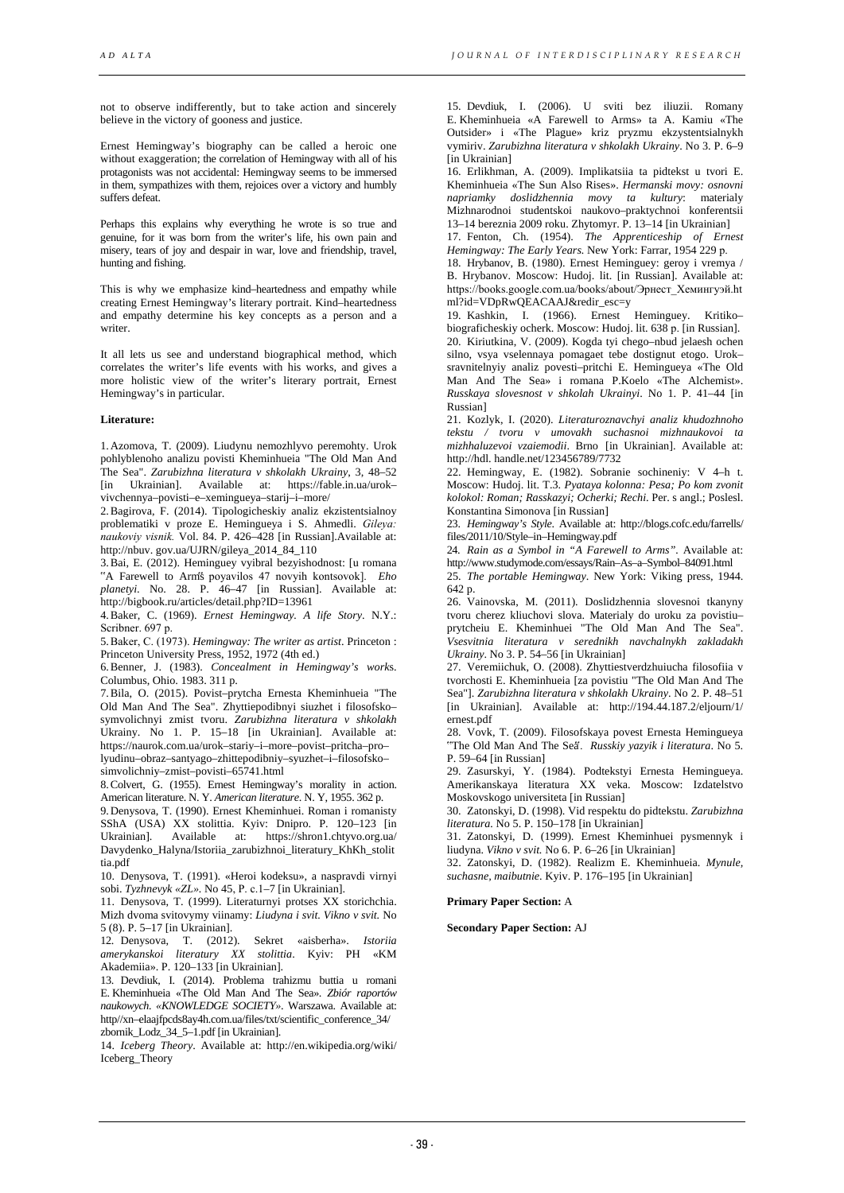not to observe indifferently, but to take action and sincerely believe in the victory of gooness and justice.

Ernest Hemingway's biography can be called a heroic one without exaggeration; the correlation of Hemingway with all of his protagonists was not accidental: Hemingway seems to be immersed in them, sympathizes with them, rejoices over a victory and humbly suffers defeat.

Perhaps this explains why everything he wrote is so true and genuine, for it was born from the writer's life, his own pain and misery, tears of joy and despair in war, love and friendship, travel, hunting and fishing.

This is why we emphasize kind–heartedness and empathy while creating Ernest Hemingway's literary portrait. Kind–heartedness and empathy determine his key concepts as a person and a writer.

It all lets us see and understand biographical method, which correlates the writer's life events with his works, and gives a more holistic view of the writer's literary portrait, Ernest Hemingway's in particular.

**Literature:**

1. Azomova, T. (2009). Liudynu nemozhlyvo peremohty. Urok pohlyblenoho analizu povisti Kheminhueia "The Old Man And The Sea". *Zarubizhna literatura v shkolakh Ukrainy*, 3, 48–52 [in Ukrainian]. Available at: https://fable.in.ua/urok–vivchennya–povisti–e–xemingueya–starij–i–more/
2. Bagirova, F. (2014). Tipologicheskiy analiz ekzistentsialnoy problematiki v proze E. Hemingueya i S. Ahmedli. *Gileya: naukoviy visnik.* Vol. 84. P. 426–428 [in Russian].Available at: http://nbuv. gov.ua/UJRN/gileya_2014_84_110
3. Bai, E. (2012). Heminguey vyibral bezyishodnost: [u romana "A Farewell to Arms" poyavilos 47 novyih kontsovok]. *Eho planetyi*. No. 28. P. 46–47 [in Russian]. Available at: http://bigbook.ru/articles/detail.php?ID=13961
4. Baker, C. (1969). *Ernest Hemingway. A life Story*. N.Y.: Scribner. 697 p.
5. Baker, C. (1973). *Hemingway: The writer as artist*. Princeton : Princeton University Press, 1952, 1972 (4th ed.)
6. Benner, J. (1983). *Concealment in Hemingway's works*. Columbus, Ohio. 1983. 311 p.
7. Bila, O. (2015). Povist–prytcha Ernesta Kheminhueia "The Old Man And The Sea". Zhyttiepodibnyi siuzhet i filosofsko–symvolichnyi zmist tvoru. *Zarubizhna literatura v shkolakh* Ukrainy. No 1. P. 15–18 [in Ukrainian]. Available at: https://naurok.com.ua/urok–stariy–i–more–povist–pritcha–pro–lyudinu–obraz–santyago–zhittepodibniy–syuzhet–i–filosofsko–simvolichniy–zmist–povisti–65741.html
8. Colvert, G. (1955). Ernest Hemingway's morality in action. American literature. N. Y. *American literature*. N. Y, 1955. 362 p.
9. Denysova, T. (1990). Ernest Kheminhuei. Roman i romanisty SShA (USA) XX stolittia. Kyiv: Dnipro. P. 120–123 [in Ukrainian]. Available at: https://shron1.chtyvo.org.ua/Davydenko_Halyna/Istoriia_zarubizhnoi_literatury_KhKh_stolittia.pdf
10. Denysova, T. (1991). «Heroi kodeksu», a naspravdi virnyi sobi. *Tyzhnevyk «ZL»*. No 45, P. c.1–7 [in Ukrainian].
11. Denysova, T. (1999). Literaturnyi protses XX storichchia. Mizh dvoma svitovymy viinamy: *Liudyna i svit. Vikno v svit.* No 5 (8). P. 5–17 [in Ukrainian].
12. Denysova, T. (2012). Sekret «aisberha». *Istoriia amerykanskoi literatury XX stolittia*. Kyiv: PH «KM Akademiia». P. 120–133 [in Ukrainian].
13. Devdiuk, I. (2014). Problema trahizmu buttia u romani E. Kheminhueia «The Old Man And The Sea». *Zbiór raportów naukowych. «KNOWLEDGE SOCIETY»*. Warszawa. Available at: http//xn–elaajfpcds8ay4h.com.ua/files/txt/scientific_conference_34/zbornik_Lodz_34_5–1.pdf [in Ukrainian].
14. *Iceberg Theory*. Available at: http://en.wikipedia.org/wiki/Iceberg_Theory
15. Devdiuk, I. (2006). U sviti bez iliuzii. Romany E. Kheminhueia «A Farewell to Arms» ta A. Kamiu «The Outsider» i «The Plague» kriz pryzmu ekzystentsialnykh vymiriv. *Zarubizhna literatura v shkolakh Ukrainy*. No 3. P. 6–9 [in Ukrainian]
16. Erlikhman, A. (2009). Implikatsiia ta pidtekst u tvori E. Kheminhueia «The Sun Also Rises». *Hermanski movy: osnovni napriamky doslidzhennia movy ta kultury*: materialy Mizhnarodnoi studentskoi naukovo–praktychnoi konferentsii 13–14 bereznia 2009 roku. Zhytomyr. P. 13–14 [in Ukrainian]
17. Fenton, Ch. (1954). *The Apprenticeship of Ernest Hemingway: The Early Years*. New York: Farrar, 1954 229 p.
18. Hrybanov, B. (1980). Ernest Heminguey: geroy i vremya / B. Hrybanov. Moscow: Hudoj. lit. [in Russian]. Available at: https://books.google.com.ua/books/about/Эрнест_Хемингуэй.html?id=VDpRwQEACAAJ&redir_esc=y
19. Kashkin, I. (1966). Ernest Heminguey. Kritiko–biograficheskiy ocherk. Moscow: Hudoj. lit. 638 p. [in Russian].
20. Kiriutkina, V. (2009). Kogda tyi chego–nbud jelaesh ochen silno, vsya vselennaya pomagaet tebe dostignut etogo. Urok–sravnitelnyiy analiz povesti–pritchi E. Hemingueya «The Old Man And The Sea» i romana P.Koelo «The Alchemist». *Russkaya slovesnost v shkolah Ukrainyi*. No 1. P. 41–44 [in Russian]
21. Kozlyk, I. (2020). *Literaturoznavchyi analiz khudozhnoho tekstu / tvoru v umovakh suchasnoi mizhnaukovoi ta mizhhaluzevoi vzaiemodii*. Brno [in Ukrainian]. Available at: http://hdl. handle.net/123456789/7732
22. Hemingway, E. (1982). Sobranie sochineniy: V 4–h t. Moscow: Hudoj. lit. T.3. *Pyataya kolonna: Pesa; Po kom zvonit kolokol: Roman; Rasskazyi; Ocherki; Rechi*. Per. s angl.; Poslesl. Konstantina Simonova [in Russian]
23. *Hemingway's Style*. Available at: http://blogs.cofc.edu/farrells/files/2011/10/Style–in–Hemingway.pdf
24. *Rain as a Symbol in "A Farewell to Arms"*. Available at: http://www.studymode.com/essays/Rain–As–a–Symbol–84091.html
25. *The portable Hemingway*. New York: Viking press, 1944. 642 p.
26. Vainovska, M. (2011). Doslidzhennia slovesnoi tkanyny tvoru cherez kliuchovi slova. Materialy do uroku za povistiu–prytcheiu E. Kheminhuei "The Old Man And The Sea". *Vsesvitnia literatura v serednikh navchalnykh zakladakh Ukrainy*. No 3. P. 54–56 [in Ukrainian]
27. Veremiichuk, O. (2008). Zhyttiestverdzhuiucha filosofiia v tvorchosti E. Kheminhueia [za povistiu "The Old Man And The Sea"]. *Zarubizhna literatura v shkolakh Ukrainy*. No 2. P. 48–51 [in Ukrainian]. Available at: http://194.44.187.2/eljourn/1/ernest.pdf
28. Vovk, T. (2009). Filosofskaya povest Ernesta Hemingueya "The Old Man And The Sea". *Russkiy yazyik i literatura*. No 5. P. 59–64 [in Russian]
29. Zasurskyi, Y. (1984). Podtekstyi Ernesta Hemingueya. Amerikanskaya literatura XX veka. Moscow: Izdatelstvo Moskovskogo universiteta [in Russian]
30. Zatonskyi, D. (1998). Vid respektu do pidtekstu. *Zarubizhna literatura*. No 5. P. 150–178 [in Ukrainian]
31. Zatonskyi, D. (1999). Ernest Kheminhuei pysmennyk i liudyna. *Vikno v svit.* No 6. P. 6–26 [in Ukrainian]
32. Zatonskyi, D. (1982). Realizm E. Kheminhueia. *Mynule, suchasne, maibutnie*. Kyiv. P. 176–195 [in Ukrainian]

**Primary Paper Section:** A

**Secondary Paper Section:** AJ